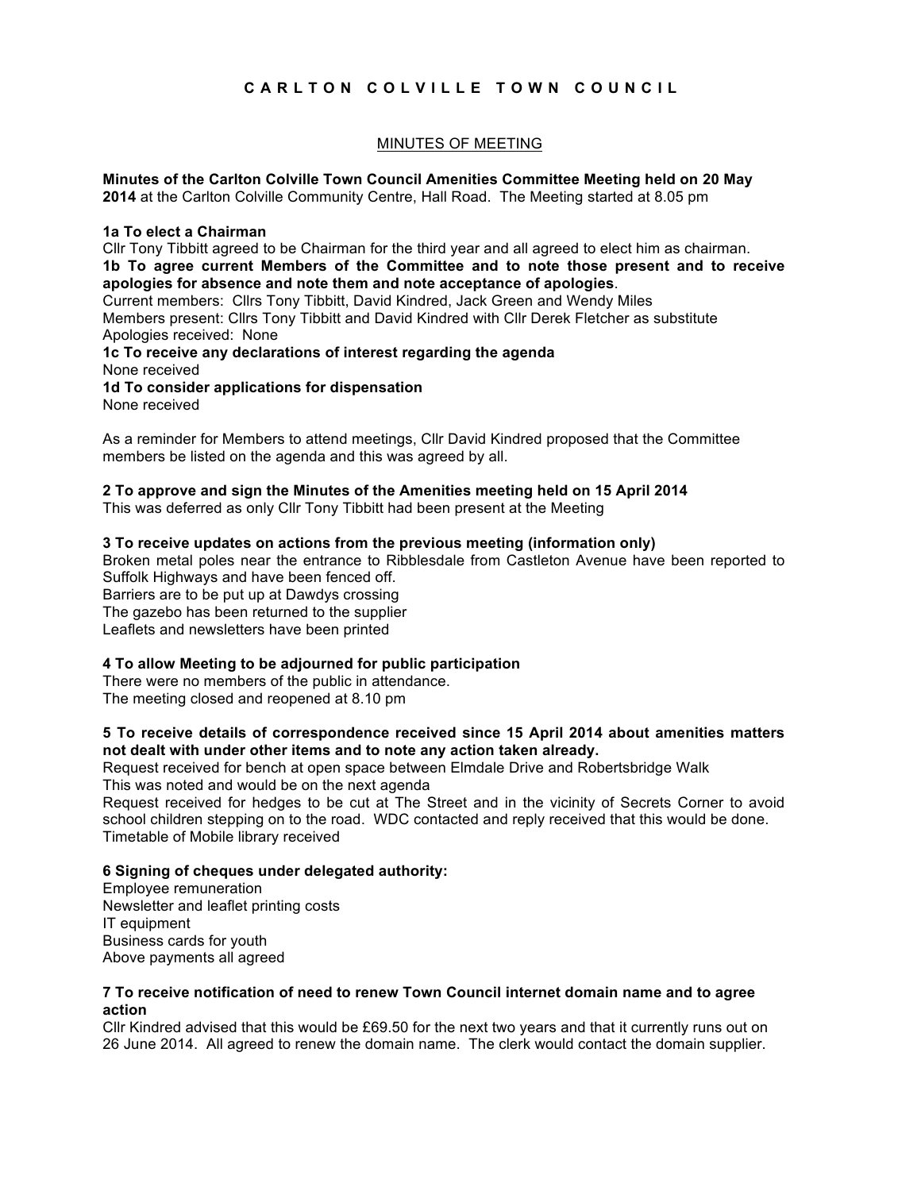# CARLTON COLVILLE TOWN COUNCIL

## MINUTES OF MEETING

**Minutes of the Carlton Colville Town Council Amenities Committee Meeting held on 20 May 2014** at the Carlton Colville Community Centre, Hall Road. The Meeting started at 8.05 pm

**1a To elect a Chairman**
Cllr Tony Tibbitt agreed to be Chairman for the third year and all agreed to elect him as chairman.
**1b To agree current Members of the Committee and to note those present and to receive apologies for absence and note them and note acceptance of apologies**.
Current members: Cllrs Tony Tibbitt, David Kindred, Jack Green and Wendy Miles
Members present: Cllrs Tony Tibbitt and David Kindred with Cllr Derek Fletcher as substitute
Apologies received: None
**1c To receive any declarations of interest regarding the agenda**
None received
**1d To consider applications for dispensation**
None received

As a reminder for Members to attend meetings, Cllr David Kindred proposed that the Committee members be listed on the agenda and this was agreed by all.

**2 To approve and sign the Minutes of the Amenities meeting held on 15 April 2014**
This was deferred as only Cllr Tony Tibbitt had been present at the Meeting

**3 To receive updates on actions from the previous meeting (information only)**
Broken metal poles near the entrance to Ribblesdale from Castleton Avenue have been reported to Suffolk Highways and have been fenced off.
Barriers are to be put up at Dawdys crossing
The gazebo has been returned to the supplier
Leaflets and newsletters have been printed

**4 To allow Meeting to be adjourned for public participation**
There were no members of the public in attendance.
The meeting closed and reopened at 8.10 pm

**5 To receive details of correspondence received since 15 April 2014 about amenities matters not dealt with under other items and to note any action taken already.**
Request received for bench at open space between Elmdale Drive and Robertsbridge Walk
This was noted and would be on the next agenda
Request received for hedges to be cut at The Street and in the vicinity of Secrets Corner to avoid school children stepping on to the road. WDC contacted and reply received that this would be done.
Timetable of Mobile library received

**6 Signing of cheques under delegated authority:**
Employee remuneration
Newsletter and leaflet printing costs
IT equipment
Business cards for youth
Above payments all agreed

**7 To receive notification of need to renew Town Council internet domain name and to agree action**
Cllr Kindred advised that this would be £69.50 for the next two years and that it currently runs out on 26 June 2014. All agreed to renew the domain name. The clerk would contact the domain supplier.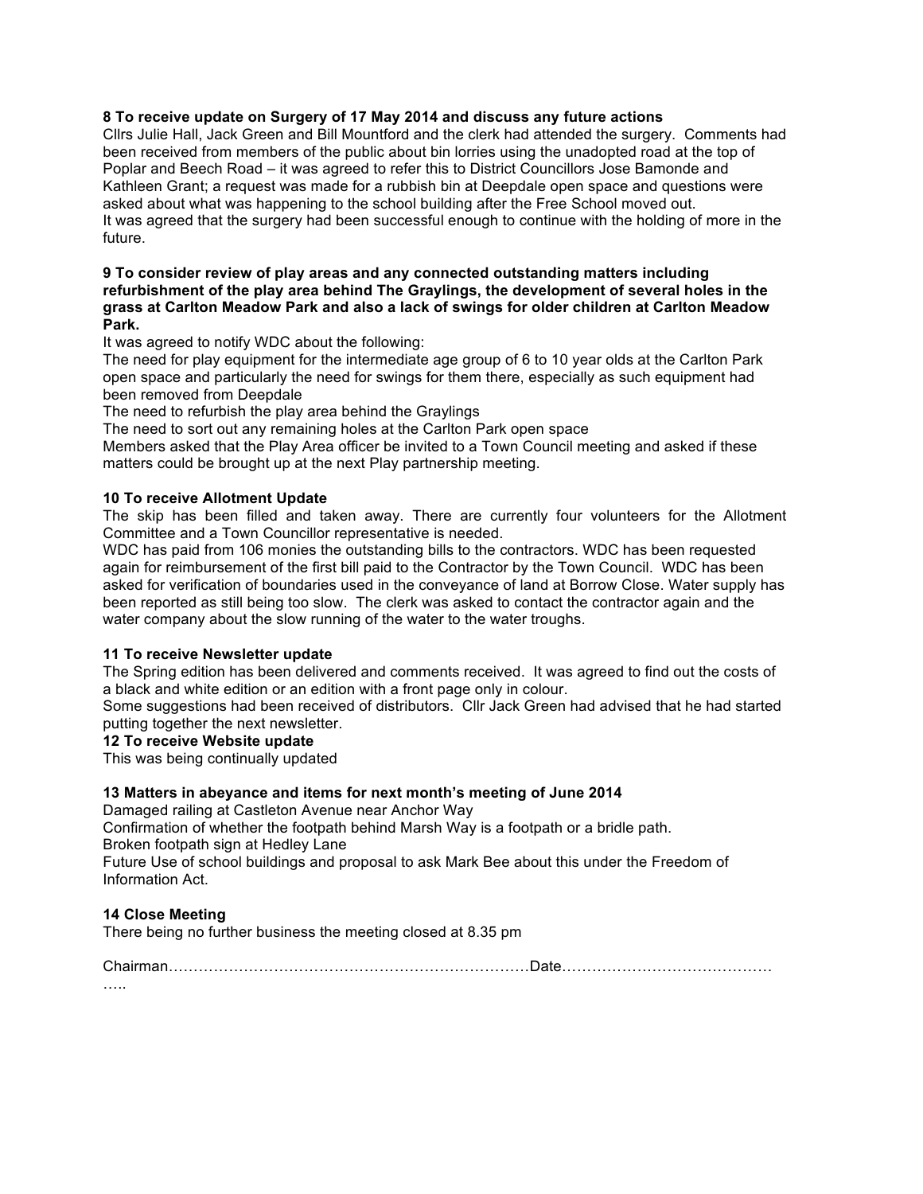**8 To receive update on Surgery of 17 May 2014 and discuss any future actions**

Cllrs Julie Hall, Jack Green and Bill Mountford and the clerk had attended the surgery. Comments had been received from members of the public about bin lorries using the unadopted road at the top of Poplar and Beech Road – it was agreed to refer this to District Councillors Jose Bamonde and Kathleen Grant; a request was made for a rubbish bin at Deepdale open space and questions were asked about what was happening to the school building after the Free School moved out.

It was agreed that the surgery had been successful enough to continue with the holding of more in the future.

**9 To consider review of play areas and any connected outstanding matters including refurbishment of the play area behind The Graylings, the development of several holes in the grass at Carlton Meadow Park and also a lack of swings for older children at Carlton Meadow Park.**

It was agreed to notify WDC about the following:

The need for play equipment for the intermediate age group of 6 to 10 year olds at the Carlton Park open space and particularly the need for swings for them there, especially as such equipment had been removed from Deepdale

The need to refurbish the play area behind the Graylings

The need to sort out any remaining holes at the Carlton Park open space

Members asked that the Play Area officer be invited to a Town Council meeting and asked if these matters could be brought up at the next Play partnership meeting.

**10 To receive Allotment Update**

The skip has been filled and taken away. There are currently four volunteers for the Allotment Committee and a Town Councillor representative is needed.

WDC has paid from 106 monies the outstanding bills to the contractors. WDC has been requested again for reimbursement of the first bill paid to the Contractor by the Town Council. WDC has been asked for verification of boundaries used in the conveyance of land at Borrow Close. Water supply has been reported as still being too slow. The clerk was asked to contact the contractor again and the water company about the slow running of the water to the water troughs.

**11 To receive Newsletter update**

The Spring edition has been delivered and comments received. It was agreed to find out the costs of a black and white edition or an edition with a front page only in colour.

Some suggestions had been received of distributors. Cllr Jack Green had advised that he had started putting together the next newsletter.

**12 To receive Website update**

This was being continually updated

**13 Matters in abeyance and items for next month's meeting of June 2014**

Damaged railing at Castleton Avenue near Anchor Way

Confirmation of whether the footpath behind Marsh Way is a footpath or a bridle path.

Broken footpath sign at Hedley Lane

Future Use of school buildings and proposal to ask Mark Bee about this under the Freedom of Information Act.

**14 Close Meeting**

There being no further business the meeting closed at 8.35 pm

Chairman……………………………………………………………….Date……………………………………
…..